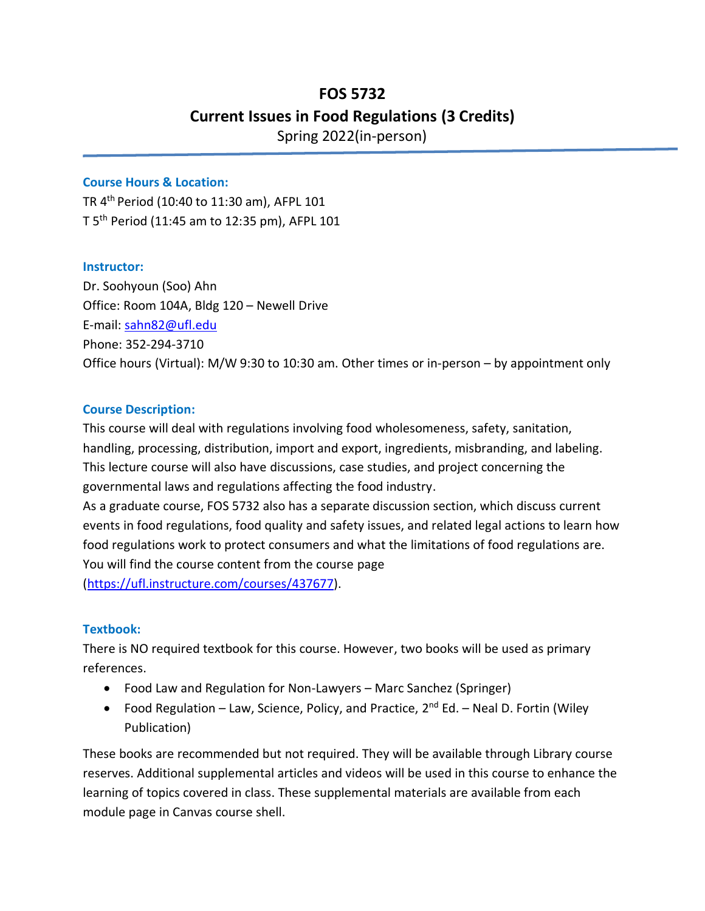# FOS 5732

# Current Issues in Food Regulations (3 Credits)

Spring 2022(in-person)

---

### Course Hours & Location:

TR 4th Period (10:40 to 11:30 am), AFPL 101
T 5th Period (11:45 am to 12:35 pm), AFPL 101

### Instructor:

Dr. Soohyoun (Soo) Ahn
Office: Room 104A, Bldg 120 – Newell Drive
E-mail: sahn82@ufl.edu
Phone: 352-294-3710
Office hours (Virtual): M/W 9:30 to 10:30 am. Other times or in-person – by appointment only

### Course Description:

This course will deal with regulations involving food wholesomeness, safety, sanitation, handling, processing, distribution, import and export, ingredients, misbranding, and labeling. This lecture course will also have discussions, case studies, and project concerning the governmental laws and regulations affecting the food industry.

As a graduate course, FOS 5732 also has a separate discussion section, which discuss current events in food regulations, food quality and safety issues, and related legal actions to learn how food regulations work to protect consumers and what the limitations of food regulations are. You will find the course content from the course page (https://ufl.instructure.com/courses/437677).

### Textbook:

There is NO required textbook for this course. However, two books will be used as primary references.

- Food Law and Regulation for Non-Lawyers – Marc Sanchez (Springer)
- Food Regulation – Law, Science, Policy, and Practice, 2nd Ed. – Neal D. Fortin (Wiley Publication)

These books are recommended but not required. They will be available through Library course reserves. Additional supplemental articles and videos will be used in this course to enhance the learning of topics covered in class. These supplemental materials are available from each module page in Canvas course shell.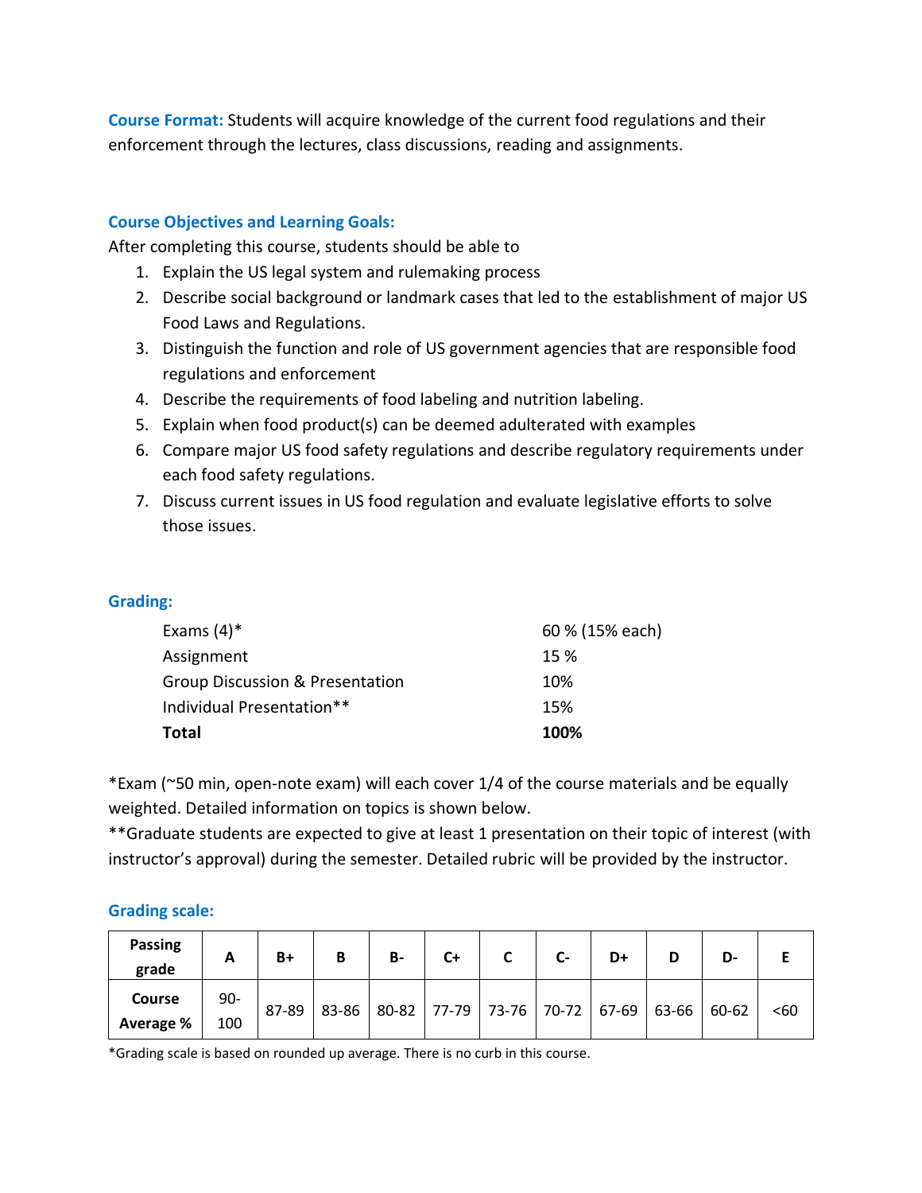**Course Format:** Students will acquire knowledge of the current food regulations and their enforcement through the lectures, class discussions, reading and assignments.

### Course Objectives and Learning Goals:

After completing this course, students should be able to

1. Explain the US legal system and rulemaking process
2. Describe social background or landmark cases that led to the establishment of major US Food Laws and Regulations.
3. Distinguish the function and role of US government agencies that are responsible food regulations and enforcement
4. Describe the requirements of food labeling and nutrition labeling.
5. Explain when food product(s) can be deemed adulterated with examples
6. Compare major US food safety regulations and describe regulatory requirements under each food safety regulations.
7. Discuss current issues in US food regulation and evaluate legislative efforts to solve those issues.

### Grading:

| | |
|---|---|
| Exams (4)* | 60 % (15% each) |
| Assignment | 15 % |
| Group Discussion & Presentation | 10% |
| Individual Presentation** | 15% |
| **Total** | **100%** |

*Exam (~50 min, open-note exam) will each cover 1/4 of the course materials and be equally weighted. Detailed information on topics is shown below.

**Graduate students are expected to give at least 1 presentation on their topic of interest (with instructor's approval) during the semester. Detailed rubric will be provided by the instructor.

### Grading scale:

| Passing grade | A | B+ | B | B- | C+ | C | C- | D+ | D | D- | E |
|---|---|---|---|---|---|---|---|---|---|---|---|
| Course Average % | 90-100 | 87-89 | 83-86 | 80-82 | 77-79 | 73-76 | 70-72 | 67-69 | 63-66 | 60-62 | <60 |

*Grading scale is based on rounded up average. There is no curb in this course.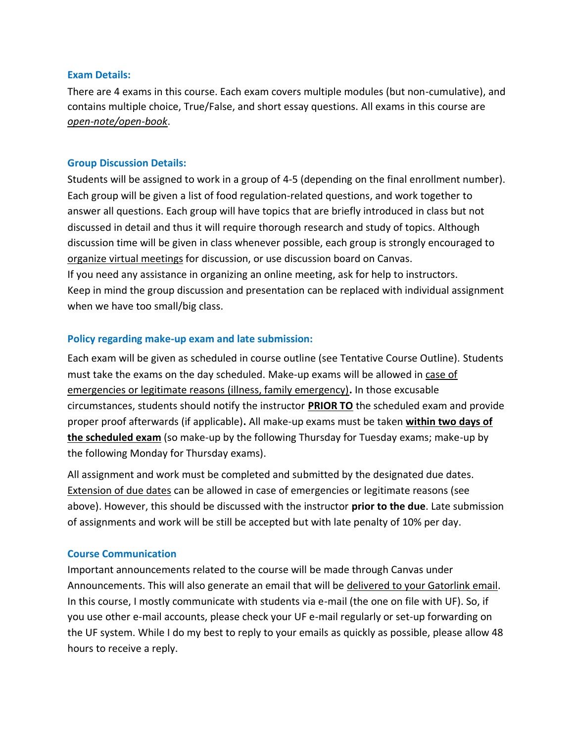### Exam Details:

There are 4 exams in this course. Each exam covers multiple modules (but non-cumulative), and contains multiple choice, True/False, and short essay questions. All exams in this course are *open-note/open-book*.

### Group Discussion Details:

Students will be assigned to work in a group of 4-5 (depending on the final enrollment number). Each group will be given a list of food regulation-related questions, and work together to answer all questions. Each group will have topics that are briefly introduced in class but not discussed in detail and thus it will require thorough research and study of topics. Although discussion time will be given in class whenever possible, each group is strongly encouraged to organize virtual meetings for discussion, or use discussion board on Canvas.

If you need any assistance in organizing an online meeting, ask for help to instructors.

Keep in mind the group discussion and presentation can be replaced with individual assignment when we have too small/big class.

### Policy regarding make-up exam and late submission:

Each exam will be given as scheduled in course outline (see Tentative Course Outline). Students must take the exams on the day scheduled. Make-up exams will be allowed in case of emergencies or legitimate reasons (illness, family emergency)**.** In those excusable circumstances, students should notify the instructor **PRIOR TO** the scheduled exam and provide proper proof afterwards (if applicable)**.** All make-up exams must be taken **within two days of the scheduled exam** (so make-up by the following Thursday for Tuesday exams; make-up by the following Monday for Thursday exams).

All assignment and work must be completed and submitted by the designated due dates. Extension of due dates can be allowed in case of emergencies or legitimate reasons (see above). However, this should be discussed with the instructor **prior to the due**. Late submission of assignments and work will be still be accepted but with late penalty of 10% per day.

### Course Communication

Important announcements related to the course will be made through Canvas under Announcements. This will also generate an email that will be delivered to your Gatorlink email. In this course, I mostly communicate with students via e-mail (the one on file with UF). So, if you use other e-mail accounts, please check your UF e-mail regularly or set-up forwarding on the UF system. While I do my best to reply to your emails as quickly as possible, please allow 48 hours to receive a reply.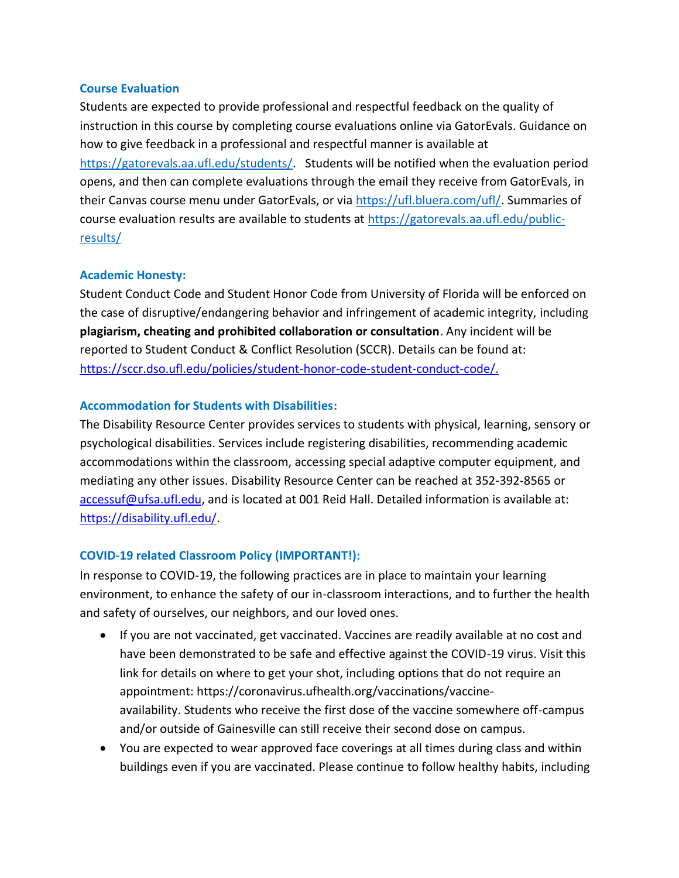### Course Evaluation

Students are expected to provide professional and respectful feedback on the quality of instruction in this course by completing course evaluations online via GatorEvals. Guidance on how to give feedback in a professional and respectful manner is available at [https://gatorevals.aa.ufl.edu/students/](https://gatorevals.aa.ufl.edu/students/). Students will be notified when the evaluation period opens, and then can complete evaluations through the email they receive from GatorEvals, in their Canvas course menu under GatorEvals, or via [https://ufl.bluera.com/ufl/](https://ufl.bluera.com/ufl/). Summaries of course evaluation results are available to students at [https://gatorevals.aa.ufl.edu/public-results/](https://gatorevals.aa.ufl.edu/public-results/)

### Academic Honesty:

Student Conduct Code and Student Honor Code from University of Florida will be enforced on the case of disruptive/endangering behavior and infringement of academic integrity, including **plagiarism, cheating and prohibited collaboration or consultation**. Any incident will be reported to Student Conduct & Conflict Resolution (SCCR). Details can be found at: [https://sccr.dso.ufl.edu/policies/student-honor-code-student-conduct-code/.](https://sccr.dso.ufl.edu/policies/student-honor-code-student-conduct-code/)

### Accommodation for Students with Disabilities:

The Disability Resource Center provides services to students with physical, learning, sensory or psychological disabilities. Services include registering disabilities, recommending academic accommodations within the classroom, accessing special adaptive computer equipment, and mediating any other issues. Disability Resource Center can be reached at 352-392-8565 or [accessuf@ufsa.ufl.edu](mailto:accessuf@ufsa.ufl.edu), and is located at 001 Reid Hall. Detailed information is available at: [https://disability.ufl.edu/](https://disability.ufl.edu/).

### COVID-19 related Classroom Policy (IMPORTANT!):

In response to COVID-19, the following practices are in place to maintain your learning environment, to enhance the safety of our in-classroom interactions, and to further the health and safety of ourselves, our neighbors, and our loved ones.

- If you are not vaccinated, get vaccinated. Vaccines are readily available at no cost and have been demonstrated to be safe and effective against the COVID-19 virus. Visit this link for details on where to get your shot, including options that do not require an appointment: https://coronavirus.ufhealth.org/vaccinations/vaccine-availability. Students who receive the first dose of the vaccine somewhere off-campus and/or outside of Gainesville can still receive their second dose on campus.
- You are expected to wear approved face coverings at all times during class and within buildings even if you are vaccinated. Please continue to follow healthy habits, including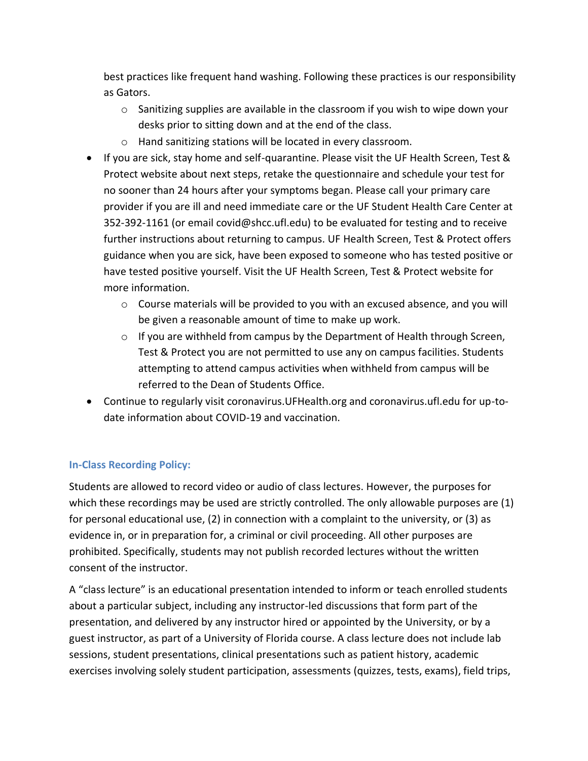best practices like frequent hand washing. Following these practices is our responsibility as Gators.

- Sanitizing supplies are available in the classroom if you wish to wipe down your desks prior to sitting down and at the end of the class.
- Hand sanitizing stations will be located in every classroom.

- If you are sick, stay home and self-quarantine. Please visit the UF Health Screen, Test & Protect website about next steps, retake the questionnaire and schedule your test for no sooner than 24 hours after your symptoms began. Please call your primary care provider if you are ill and need immediate care or the UF Student Health Care Center at 352-392-1161 (or email covid@shcc.ufl.edu) to be evaluated for testing and to receive further instructions about returning to campus. UF Health Screen, Test & Protect offers guidance when you are sick, have been exposed to someone who has tested positive or have tested positive yourself. Visit the UF Health Screen, Test & Protect website for more information.
  - Course materials will be provided to you with an excused absence, and you will be given a reasonable amount of time to make up work.
  - If you are withheld from campus by the Department of Health through Screen, Test & Protect you are not permitted to use any on campus facilities. Students attempting to attend campus activities when withheld from campus will be referred to the Dean of Students Office.
- Continue to regularly visit coronavirus.UFHealth.org and coronavirus.ufl.edu for up-to-date information about COVID-19 and vaccination.

### In-Class Recording Policy:

Students are allowed to record video or audio of class lectures. However, the purposes for which these recordings may be used are strictly controlled. The only allowable purposes are (1) for personal educational use, (2) in connection with a complaint to the university, or (3) as evidence in, or in preparation for, a criminal or civil proceeding. All other purposes are prohibited. Specifically, students may not publish recorded lectures without the written consent of the instructor.

A "class lecture" is an educational presentation intended to inform or teach enrolled students about a particular subject, including any instructor-led discussions that form part of the presentation, and delivered by any instructor hired or appointed by the University, or by a guest instructor, as part of a University of Florida course. A class lecture does not include lab sessions, student presentations, clinical presentations such as patient history, academic exercises involving solely student participation, assessments (quizzes, tests, exams), field trips,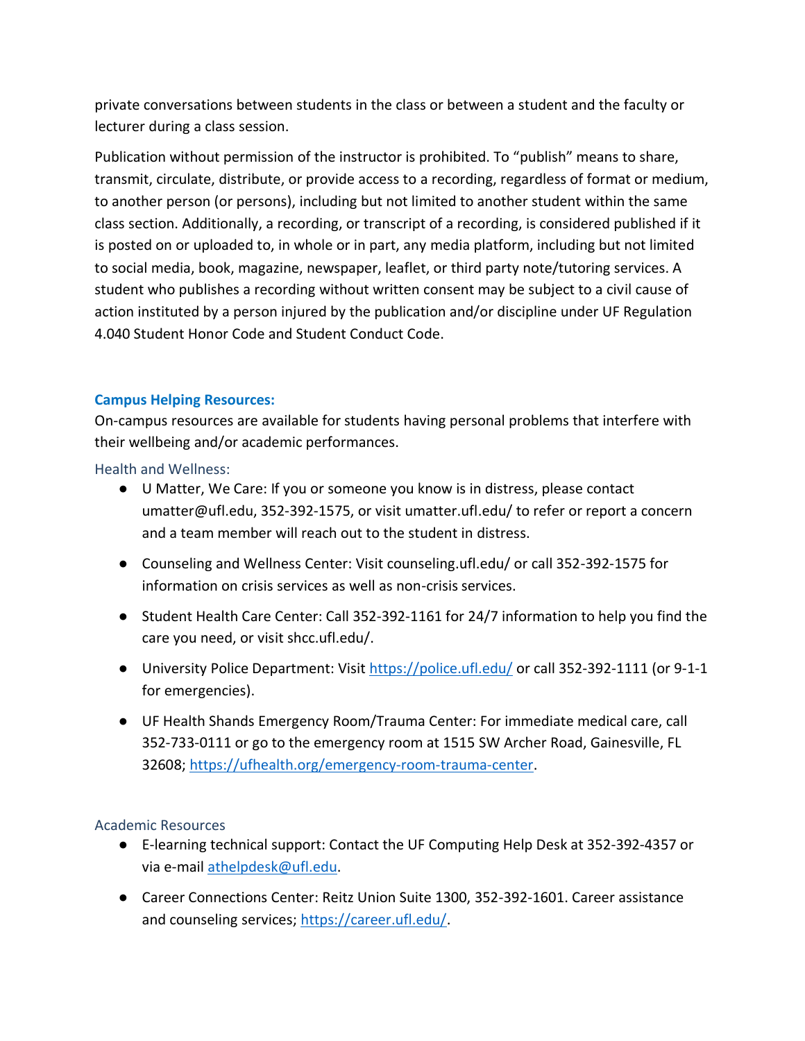private conversations between students in the class or between a student and the faculty or lecturer during a class session.

Publication without permission of the instructor is prohibited. To "publish" means to share, transmit, circulate, distribute, or provide access to a recording, regardless of format or medium, to another person (or persons), including but not limited to another student within the same class section. Additionally, a recording, or transcript of a recording, is considered published if it is posted on or uploaded to, in whole or in part, any media platform, including but not limited to social media, book, magazine, newspaper, leaflet, or third party note/tutoring services. A student who publishes a recording without written consent may be subject to a civil cause of action instituted by a person injured by the publication and/or discipline under UF Regulation 4.040 Student Honor Code and Student Conduct Code.

## Campus Helping Resources:

On-campus resources are available for students having personal problems that interfere with their wellbeing and/or academic performances.

### Health and Wellness:

- U Matter, We Care: If you or someone you know is in distress, please contact umatter@ufl.edu, 352-392-1575, or visit umatter.ufl.edu/ to refer or report a concern and a team member will reach out to the student in distress.
- Counseling and Wellness Center: Visit counseling.ufl.edu/ or call 352-392-1575 for information on crisis services as well as non-crisis services.
- Student Health Care Center: Call 352-392-1161 for 24/7 information to help you find the care you need, or visit shcc.ufl.edu/.
- University Police Department: Visit https://police.ufl.edu/ or call 352-392-1111 (or 9-1-1 for emergencies).
- UF Health Shands Emergency Room/Trauma Center: For immediate medical care, call 352-733-0111 or go to the emergency room at 1515 SW Archer Road, Gainesville, FL 32608; https://ufhealth.org/emergency-room-trauma-center.

### Academic Resources

- E-learning technical support: Contact the UF Computing Help Desk at 352-392-4357 or via e-mail athelpdesk@ufl.edu.
- Career Connections Center: Reitz Union Suite 1300, 352-392-1601. Career assistance and counseling services; https://career.ufl.edu/.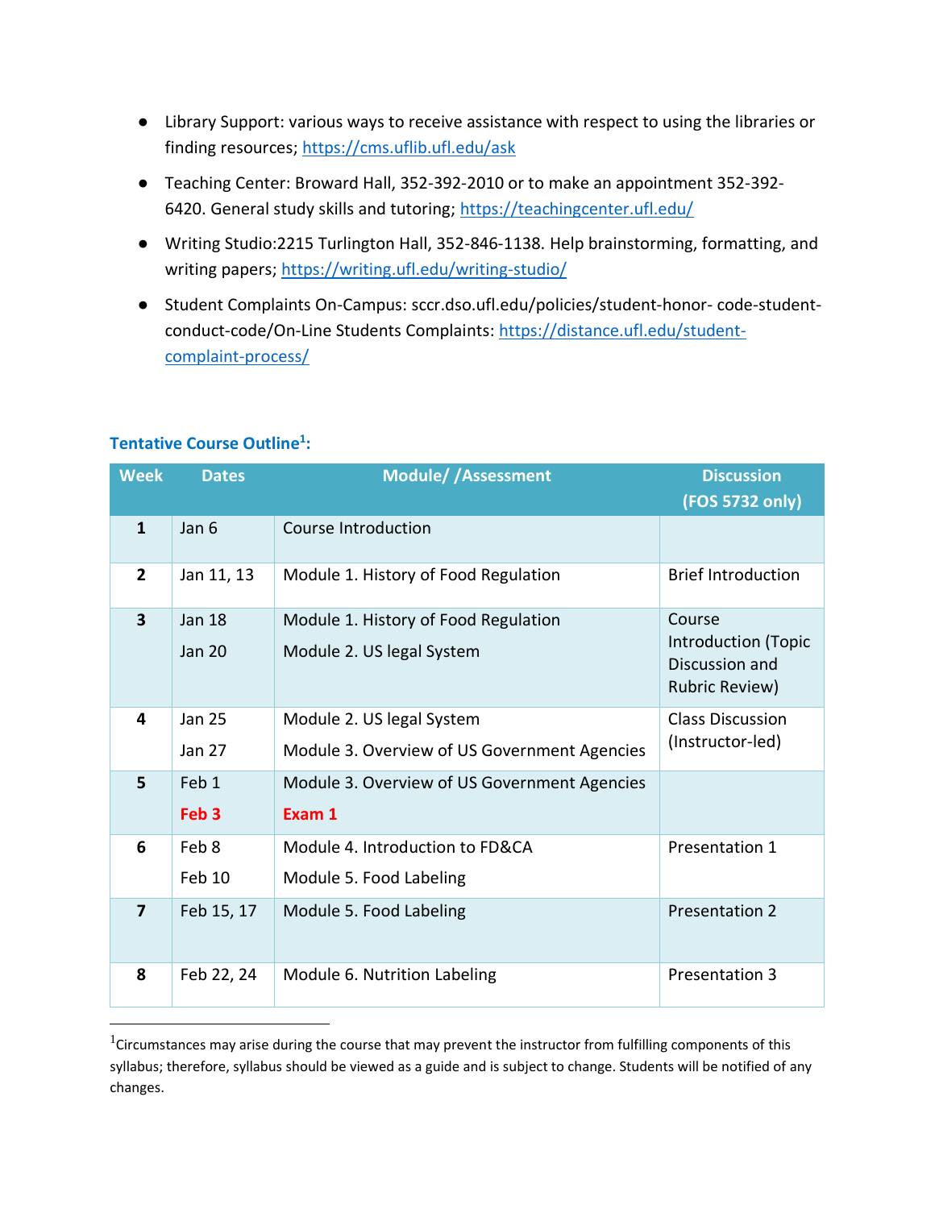- Library Support: various ways to receive assistance with respect to using the libraries or finding resources; https://cms.uflib.ufl.edu/ask
- Teaching Center: Broward Hall, 352-392-2010 or to make an appointment 352-392-6420. General study skills and tutoring; https://teachingcenter.ufl.edu/
- Writing Studio:2215 Turlington Hall, 352-846-1138. Help brainstorming, formatting, and writing papers; https://writing.ufl.edu/writing-studio/
- Student Complaints On-Campus: sccr.dso.ufl.edu/policies/student-honor- code-student-conduct-code/On-Line Students Complaints: https://distance.ufl.edu/student-complaint-process/

### Tentative Course Outline[1]:

| Week | Dates | Module/ /Assessment | Discussion (FOS 5732 only) |
|---|---|---|---|
| 1 | Jan 6 | Course Introduction | |
| 2 | Jan 11, 13 | Module 1. History of Food Regulation | Brief Introduction |
| 3 | Jan 18<br>Jan 20 | Module 1. History of Food Regulation<br>Module 2. US legal System | Course Introduction (Topic Discussion and Rubric Review) |
| 4 | Jan 25<br>Jan 27 | Module 2. US legal System<br>Module 3. Overview of US Government Agencies | Class Discussion (Instructor-led) |
| 5 | Feb 1<br>**Feb 3** | Module 3. Overview of US Government Agencies<br>**Exam 1** | |
| 6 | Feb 8<br>Feb 10 | Module 4. Introduction to FD&CA<br>Module 5. Food Labeling | Presentation 1 |
| 7 | Feb 15, 17 | Module 5. Food Labeling | Presentation 2 |
| 8 | Feb 22, 24 | Module 6. Nutrition Labeling | Presentation 3 |

[1]Circumstances may arise during the course that may prevent the instructor from fulfilling components of this syllabus; therefore, syllabus should be viewed as a guide and is subject to change. Students will be notified of any changes.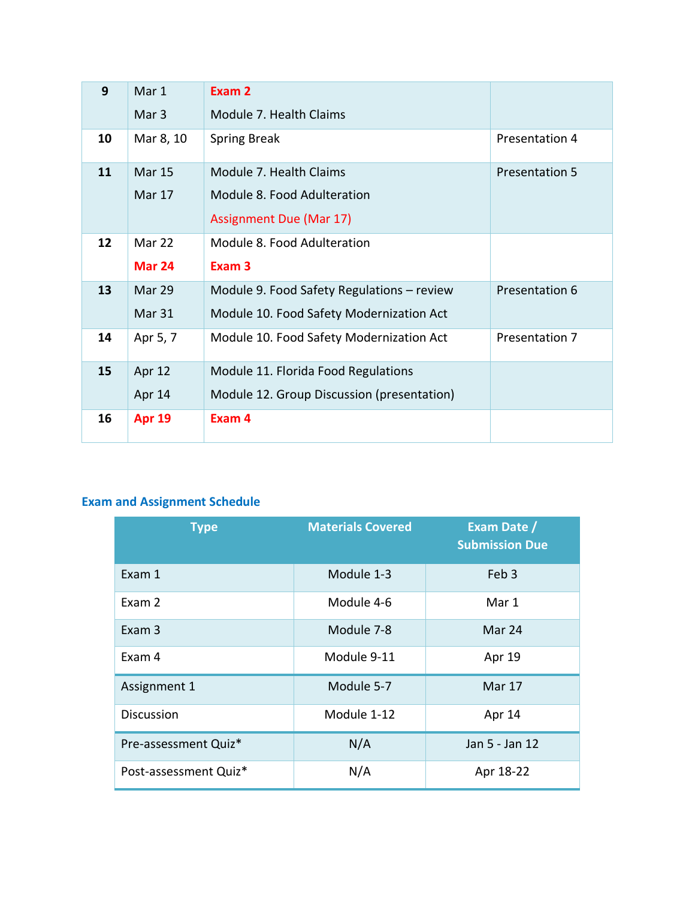| | | | |
|---|---|---|---|
| 9 | Mar 1<br>Mar 3 | **Exam 2**<br>Module 7. Health Claims | |
| 10 | Mar 8, 10 | Spring Break | Presentation 4 |
| 11 | Mar 15<br>Mar 17 | Module 7. Health Claims<br>Module 8. Food Adulteration<br>Assignment Due (Mar 17) | Presentation 5 |
| 12 | Mar 22<br>**Mar 24** | Module 8. Food Adulteration<br>**Exam 3** | |
| 13 | Mar 29<br>Mar 31 | Module 9. Food Safety Regulations – review<br>Module 10. Food Safety Modernization Act | Presentation 6 |
| 14 | Apr 5, 7 | Module 10. Food Safety Modernization Act | Presentation 7 |
| 15 | Apr 12<br>Apr 14 | Module 11. Florida Food Regulations<br>Module 12. Group Discussion (presentation) | |
| 16 | **Apr 19** | **Exam 4** | |

## Exam and Assignment Schedule

| Type | Materials Covered | Exam Date / Submission Due |
|---|---|---|
| Exam 1 | Module 1-3 | Feb 3 |
| Exam 2 | Module 4-6 | Mar 1 |
| Exam 3 | Module 7-8 | Mar 24 |
| Exam 4 | Module 9-11 | Apr 19 |
| Assignment 1 | Module 5-7 | Mar 17 |
| Discussion | Module 1-12 | Apr 14 |
| Pre-assessment Quiz* | N/A | Jan 5 - Jan 12 |
| Post-assessment Quiz* | N/A | Apr 18-22 |